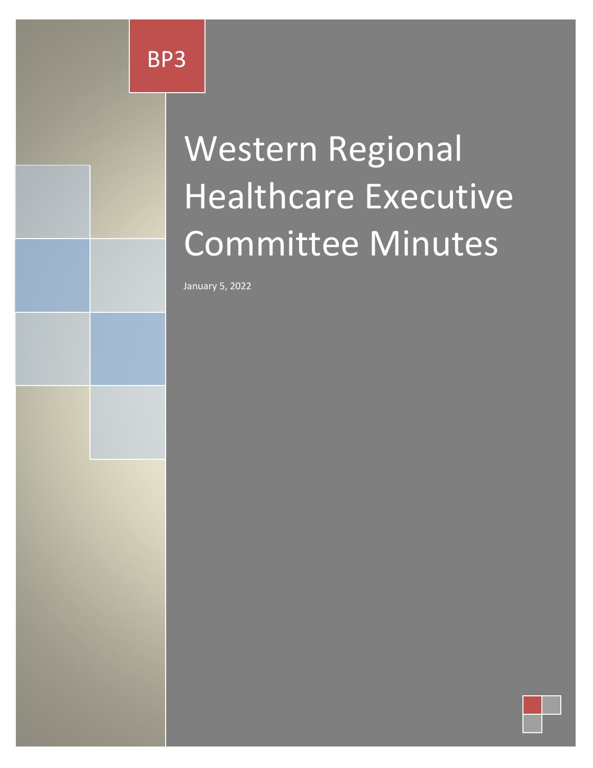BP3

# Western Regional Healthcare Executive Committee Minutes

January 5, 2022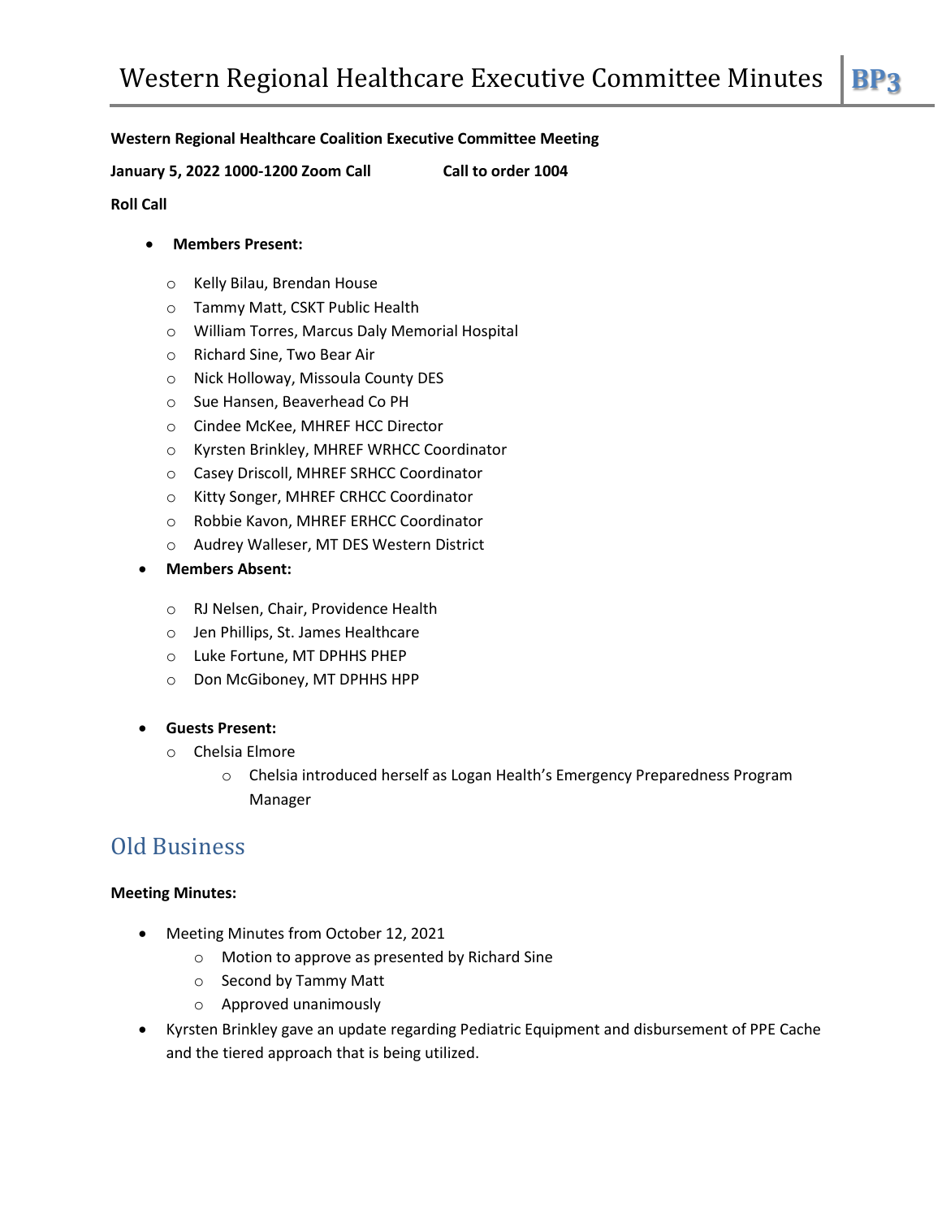**Western Regional Healthcare Coalition Executive Committee Meeting**

**January 5, 2022 1000-1200 Zoom Call** **Call to order 1004**

**Roll Call**

- **Members Present:**
  - Kelly Bilau, Brendan House
  - Tammy Matt, CSKT Public Health
  - William Torres, Marcus Daly Memorial Hospital
  - Richard Sine, Two Bear Air
  - Nick Holloway, Missoula County DES
  - Sue Hansen, Beaverhead Co PH
  - Cindee McKee, MHREF HCC Director
  - Kyrsten Brinkley, MHREF WRHCC Coordinator
  - Casey Driscoll, MHREF SRHCC Coordinator
  - Kitty Songer, MHREF CRHCC Coordinator
  - Robbie Kavon, MHREF ERHCC Coordinator
  - Audrey Walleser, MT DES Western District
- **Members Absent:**
  - RJ Nelsen, Chair, Providence Health
  - Jen Phillips, St. James Healthcare
  - Luke Fortune, MT DPHHS PHEP
  - Don McGiboney, MT DPHHS HPP
- **Guests Present:**
  - Chelsia Elmore
    - Chelsia introduced herself as Logan Health's Emergency Preparedness Program Manager

## Old Business

**Meeting Minutes:**

- Meeting Minutes from October 12, 2021
  - Motion to approve as presented by Richard Sine
  - Second by Tammy Matt
  - Approved unanimously
- Kyrsten Brinkley gave an update regarding Pediatric Equipment and disbursement of PPE Cache and the tiered approach that is being utilized.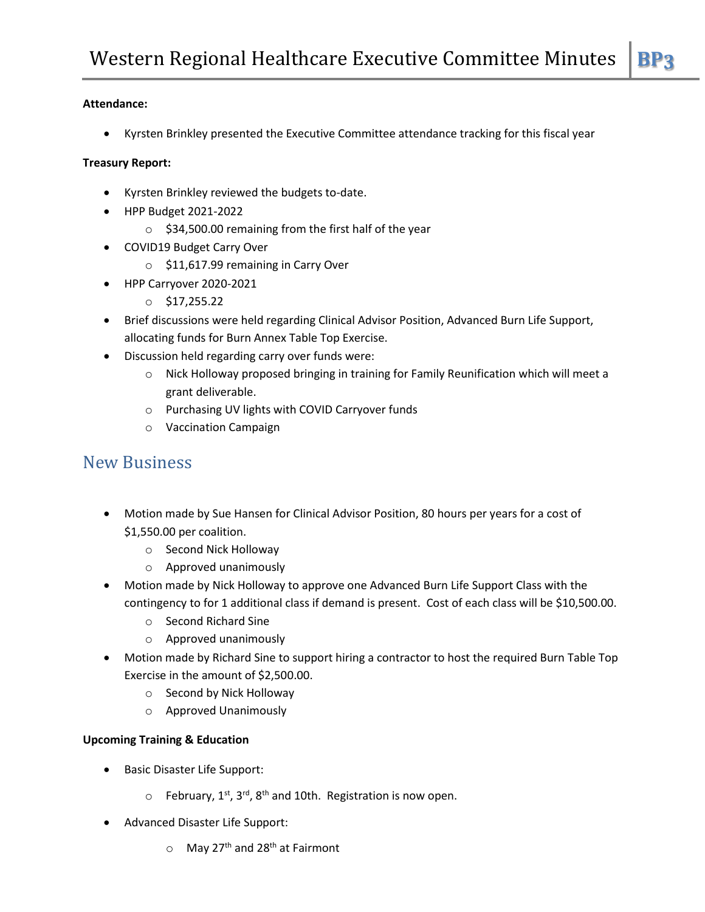**Attendance:**

- Kyrsten Brinkley presented the Executive Committee attendance tracking for this fiscal year

**Treasury Report:**

- Kyrsten Brinkley reviewed the budgets to-date.
- HPP Budget 2021-2022
  - $34,500.00 remaining from the first half of the year
- COVID19 Budget Carry Over
  - $11,617.99 remaining in Carry Over
- HPP Carryover 2020-2021
  - $17,255.22
- Brief discussions were held regarding Clinical Advisor Position, Advanced Burn Life Support, allocating funds for Burn Annex Table Top Exercise.
- Discussion held regarding carry over funds were:
  - Nick Holloway proposed bringing in training for Family Reunification which will meet a grant deliverable.
  - Purchasing UV lights with COVID Carryover funds
  - Vaccination Campaign

## New Business

- Motion made by Sue Hansen for Clinical Advisor Position, 80 hours per years for a cost of $1,550.00 per coalition.
  - Second Nick Holloway
  - Approved unanimously
- Motion made by Nick Holloway to approve one Advanced Burn Life Support Class with the contingency to for 1 additional class if demand is present. Cost of each class will be $10,500.00.
  - Second Richard Sine
  - Approved unanimously
- Motion made by Richard Sine to support hiring a contractor to host the required Burn Table Top Exercise in the amount of $2,500.00.
  - Second by Nick Holloway
  - Approved Unanimously

**Upcoming Training & Education**

- Basic Disaster Life Support:
  - February, 1st, 3rd, 8th and 10th. Registration is now open.
- Advanced Disaster Life Support:
  - May 27th and 28th at Fairmont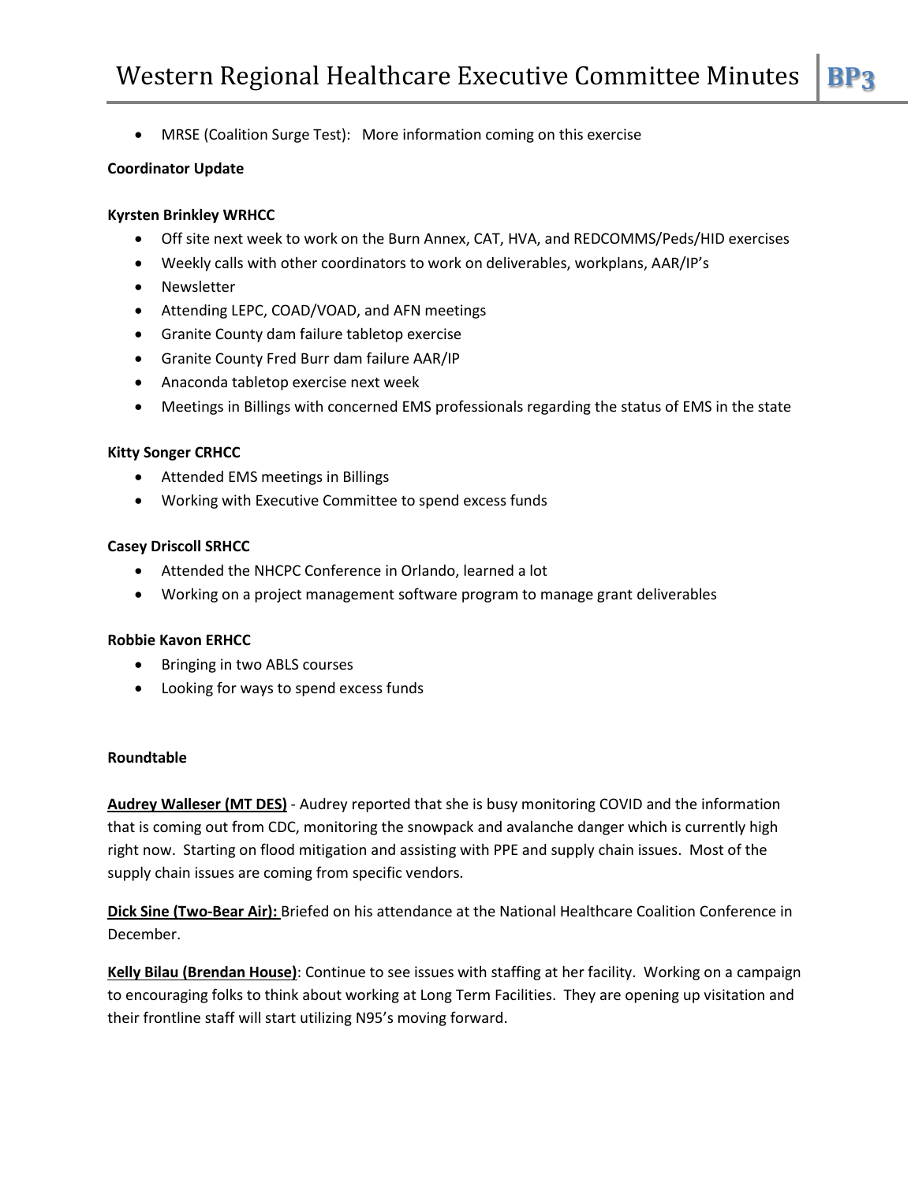- MRSE (Coalition Surge Test): More information coming on this exercise

**Coordinator Update**

**Kyrsten Brinkley WRHCC**

- Off site next week to work on the Burn Annex, CAT, HVA, and REDCOMMS/Peds/HID exercises
- Weekly calls with other coordinators to work on deliverables, workplans, AAR/IP's
- Newsletter
- Attending LEPC, COAD/VOAD, and AFN meetings
- Granite County dam failure tabletop exercise
- Granite County Fred Burr dam failure AAR/IP
- Anaconda tabletop exercise next week
- Meetings in Billings with concerned EMS professionals regarding the status of EMS in the state

**Kitty Songer CRHCC**

- Attended EMS meetings in Billings
- Working with Executive Committee to spend excess funds

**Casey Driscoll SRHCC**

- Attended the NHCPC Conference in Orlando, learned a lot
- Working on a project management software program to manage grant deliverables

**Robbie Kavon ERHCC**

- Bringing in two ABLS courses
- Looking for ways to spend excess funds

**Roundtable**

**Audrey Walleser (MT DES)** - Audrey reported that she is busy monitoring COVID and the information that is coming out from CDC, monitoring the snowpack and avalanche danger which is currently high right now. Starting on flood mitigation and assisting with PPE and supply chain issues. Most of the supply chain issues are coming from specific vendors.

**Dick Sine (Two-Bear Air):** Briefed on his attendance at the National Healthcare Coalition Conference in December.

**Kelly Bilau (Brendan House)**: Continue to see issues with staffing at her facility. Working on a campaign to encouraging folks to think about working at Long Term Facilities. They are opening up visitation and their frontline staff will start utilizing N95's moving forward.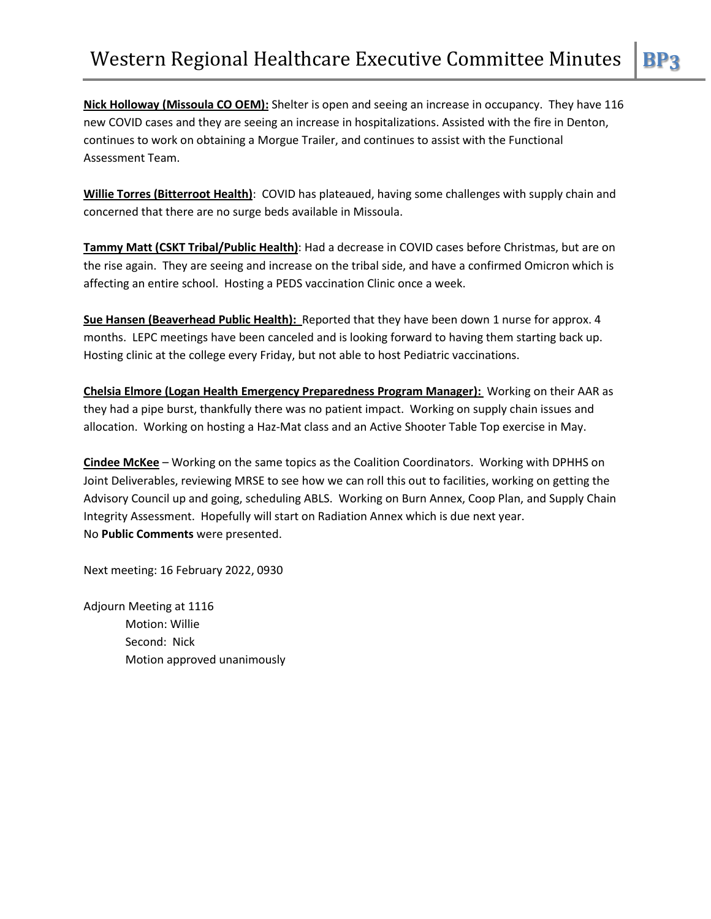**Nick Holloway (Missoula CO OEM):** Shelter is open and seeing an increase in occupancy. They have 116 new COVID cases and they are seeing an increase in hospitalizations. Assisted with the fire in Denton, continues to work on obtaining a Morgue Trailer, and continues to assist with the Functional Assessment Team.

**Willie Torres (Bitterroot Health)**: COVID has plateaued, having some challenges with supply chain and concerned that there are no surge beds available in Missoula.

**Tammy Matt (CSKT Tribal/Public Health)**: Had a decrease in COVID cases before Christmas, but are on the rise again. They are seeing and increase on the tribal side, and have a confirmed Omicron which is affecting an entire school. Hosting a PEDS vaccination Clinic once a week.

**Sue Hansen (Beaverhead Public Health):** Reported that they have been down 1 nurse for approx. 4 months. LEPC meetings have been canceled and is looking forward to having them starting back up. Hosting clinic at the college every Friday, but not able to host Pediatric vaccinations.

**Chelsia Elmore (Logan Health Emergency Preparedness Program Manager):** Working on their AAR as they had a pipe burst, thankfully there was no patient impact. Working on supply chain issues and allocation. Working on hosting a Haz-Mat class and an Active Shooter Table Top exercise in May.

**Cindee McKee** – Working on the same topics as the Coalition Coordinators. Working with DPHHS on Joint Deliverables, reviewing MRSE to see how we can roll this out to facilities, working on getting the Advisory Council up and going, scheduling ABLS. Working on Burn Annex, Coop Plan, and Supply Chain Integrity Assessment. Hopefully will start on Radiation Annex which is due next year.
No **Public Comments** were presented.

Next meeting: 16 February 2022, 0930

Adjourn Meeting at 1116

Motion: Willie
Second: Nick
Motion approved unanimously